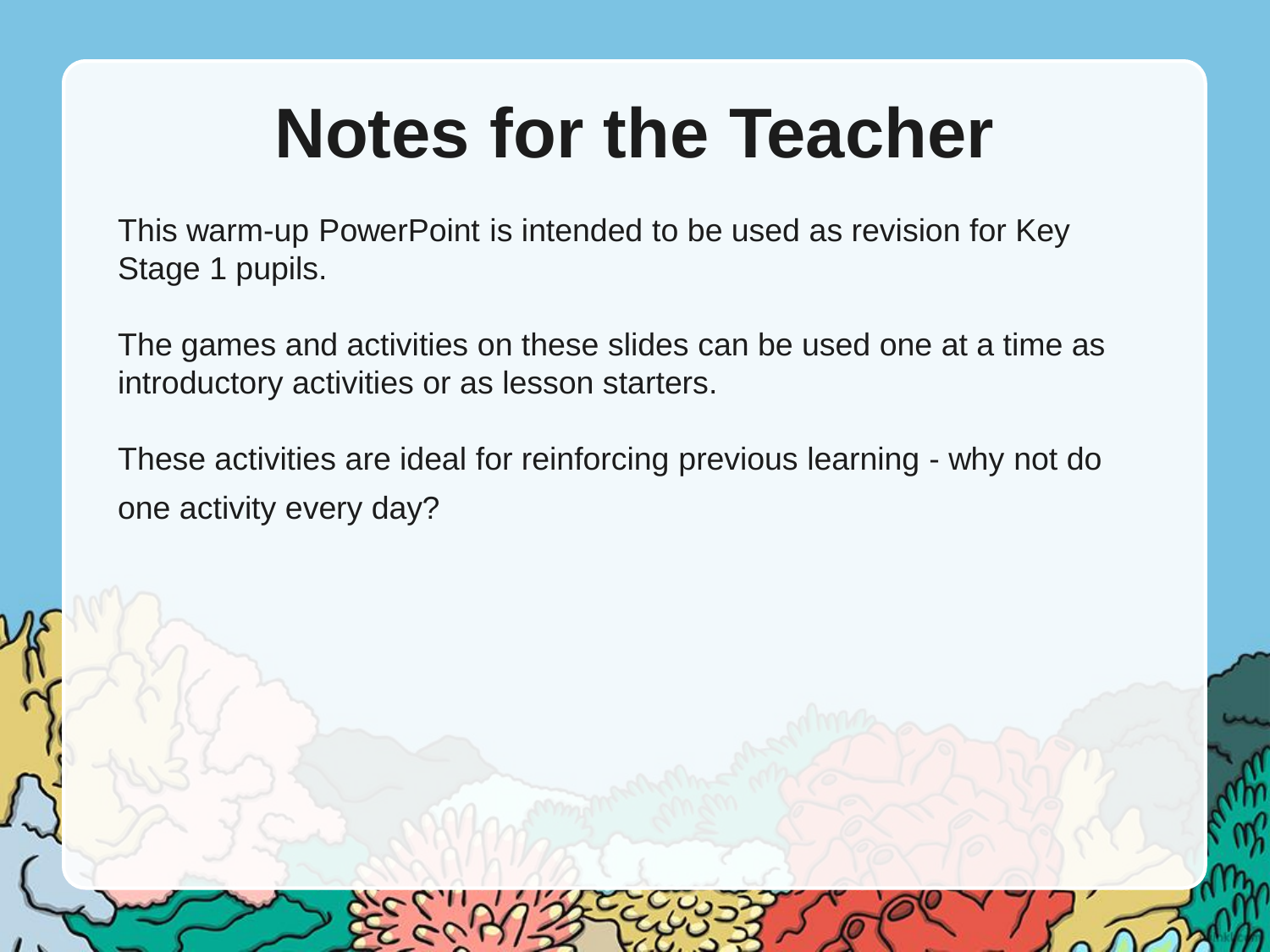# Notes for the Teacher

This warm-up PowerPoint is intended to be used as revision for Key Stage 1 pupils.

The games and activities on these slides can be used one at a time as introductory activities or as lesson starters.

These activities are ideal for reinforcing previous learning - why not do one activity every day?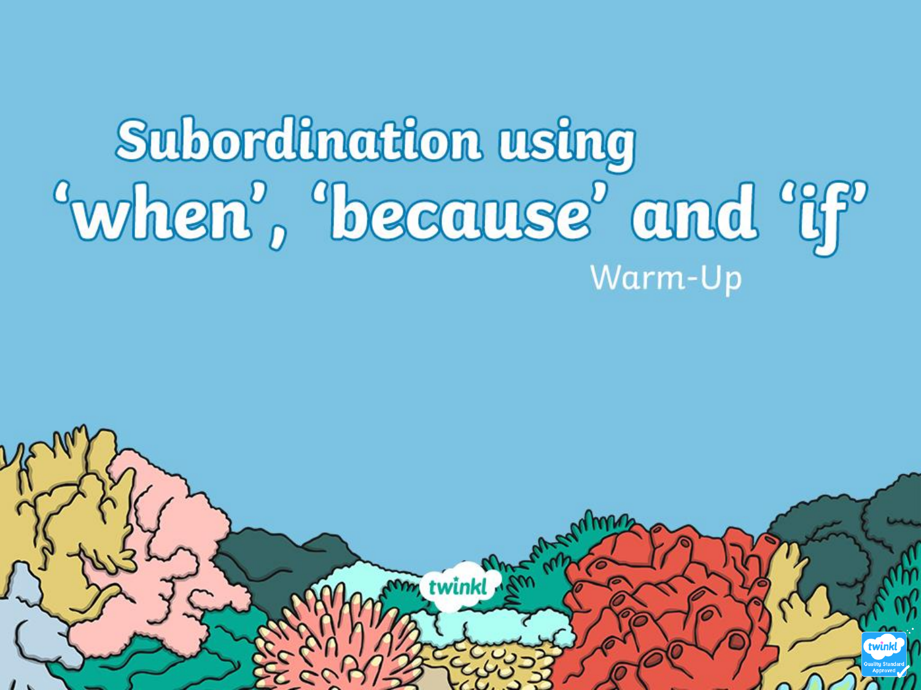# Subordination using ‘when’, ‘because’ and ‘if’

Warm-Up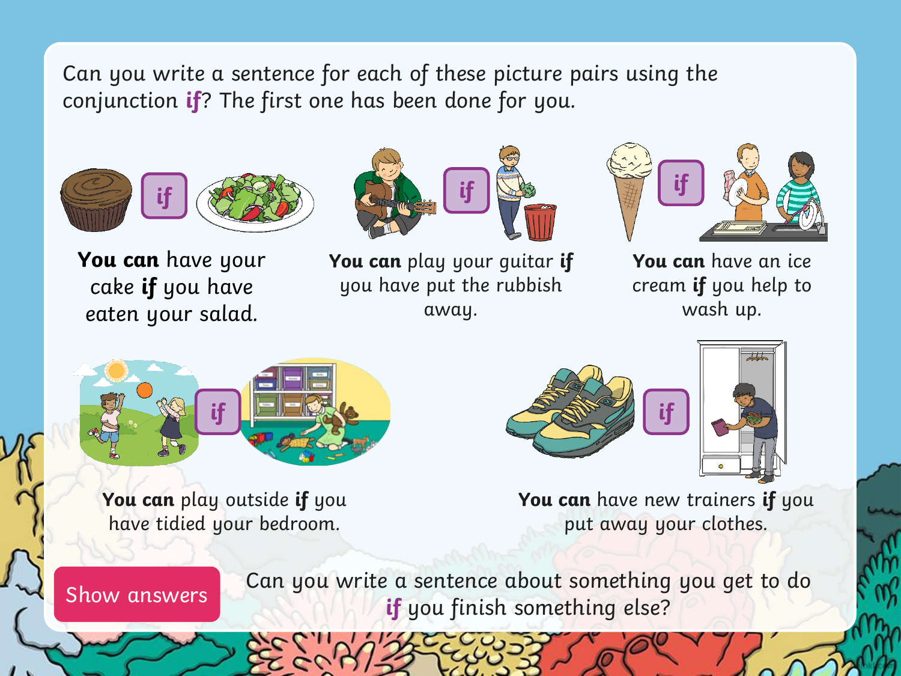Can you write a sentence for each of these picture pairs using the conjunction **if**? The first one has been done for you.

**You can** have your cake **if** you have eaten your salad.

**You can** play your guitar **if** you have put the rubbish away.

**You can** have an ice cream **if** you help to wash up.

**You can** play outside **if** you have tidied your bedroom.

**You can** have new trainers **if** you put away your clothes.

Show answers

Can you write a sentence about something you get to do **if** you finish something else?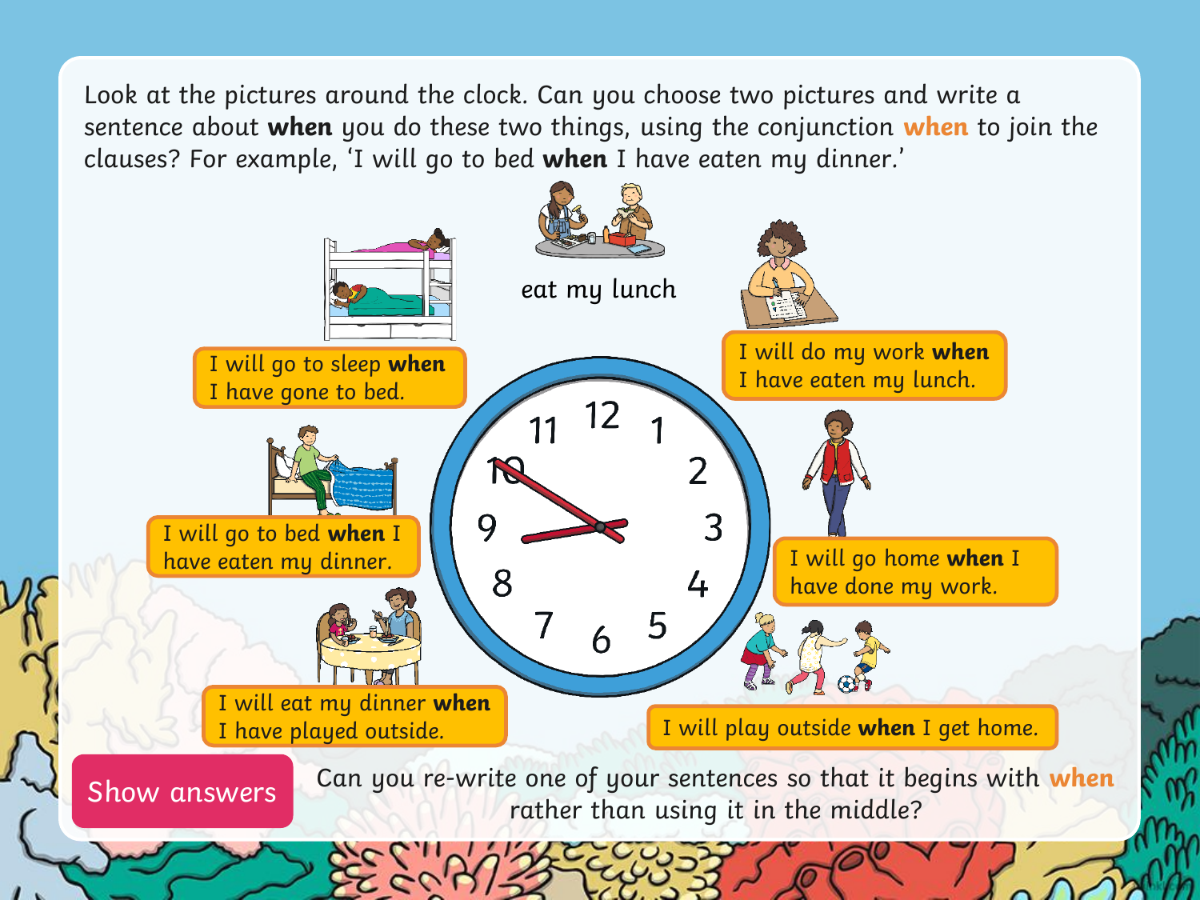Look at the pictures around the clock. Can you choose two pictures and write a sentence about **when** you do these two things, using the conjunction **when** to join the clauses? For example, 'I will go to bed **when** I have eaten my dinner.'

eat my lunch

I will do my work **when** I have eaten my lunch.

I will go home **when** I have done my work.

I will play outside **when** I get home.

I will eat my dinner **when** I have played outside.

I will go to bed **when** I have eaten my dinner.

I will go to sleep **when** I have gone to bed.

Show answers

Can you re-write one of your sentences so that it begins with **when** rather than using it in the middle?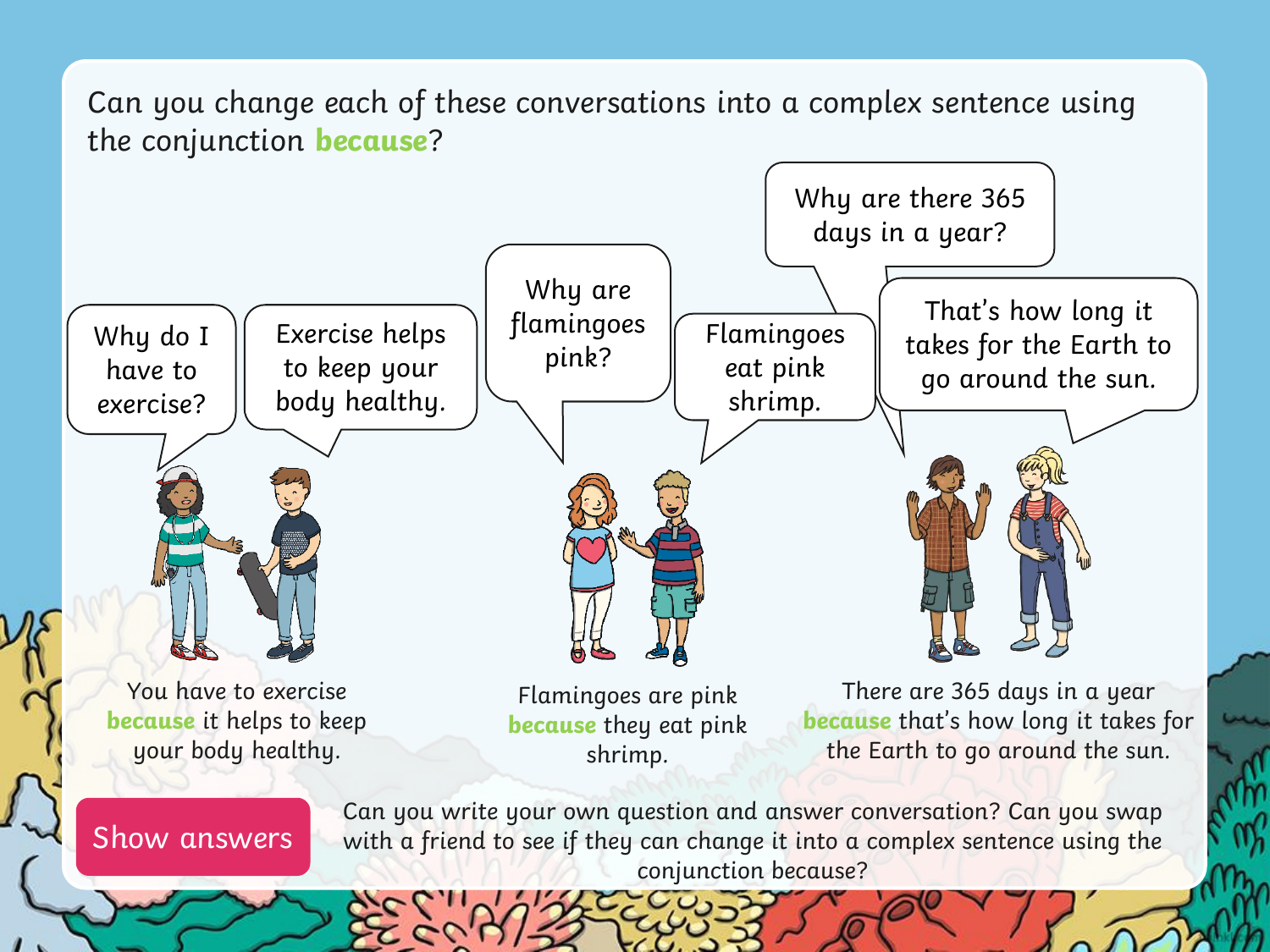Can you change each of these conversations into a complex sentence using the conjunction **because**?

Why do I have to exercise?

Exercise helps to keep your body healthy.

Why are flamingoes pink?

Flamingoes eat pink shrimp.

Why are there 365 days in a year?

That's how long it takes for the Earth to go around the sun.

You have to exercise **because** it helps to keep your body healthy.

Flamingoes are pink **because** they eat pink shrimp.

There are 365 days in a year **because** that's how long it takes for the Earth to go around the sun.

Show answers

Can you write your own question and answer conversation? Can you swap with a friend to see if they can change it into a complex sentence using the conjunction because?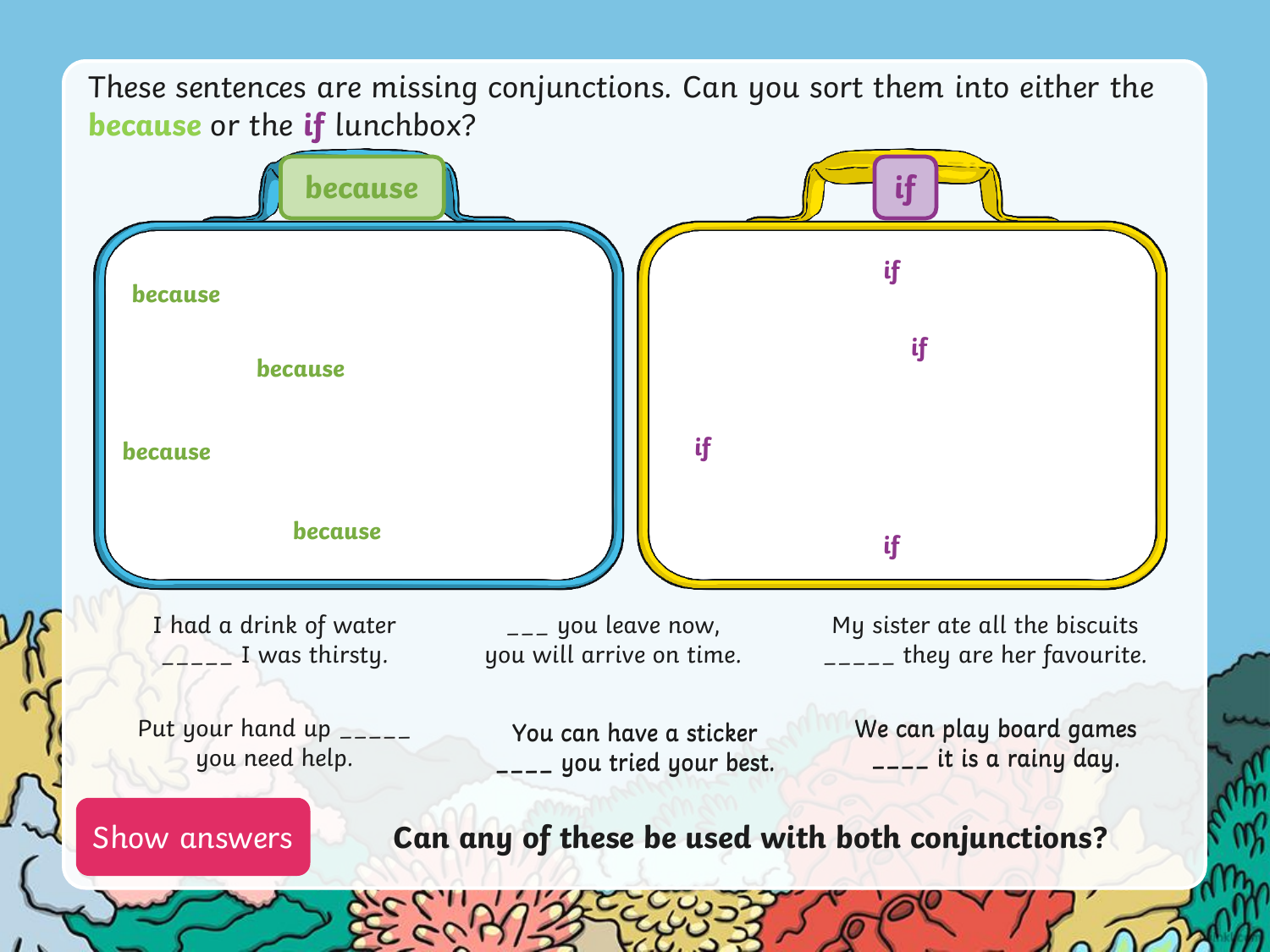These sentences are missing conjunctions. Can you sort them into either the **because** or the **if** lunchbox?

**because**

because

because

because

because

**if**

if

if

if

if

I had a drink of water _____ I was thirsty.

___ you leave now, you will arrive on time.

My sister ate all the biscuits _____ they are her favourite.

Put your hand up _____ you need help.

You can have a sticker ____ you tried your best.

We can play board games ____ it is a rainy day.

Show answers

**Can any of these be used with both conjunctions?**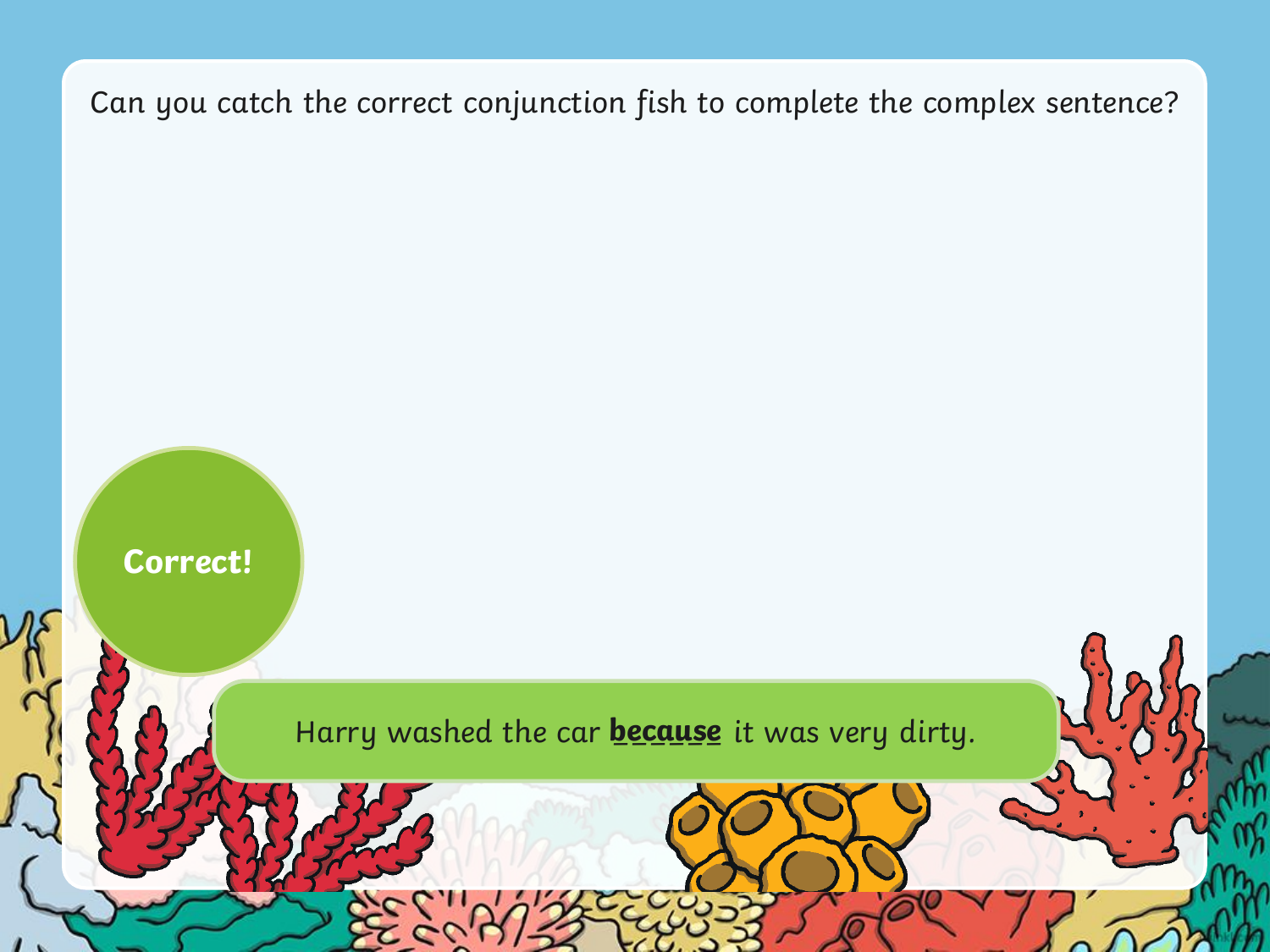Can you catch the correct conjunction fish to complete the complex sentence?

**Correct!**

Harry washed the car **because** it was very dirty.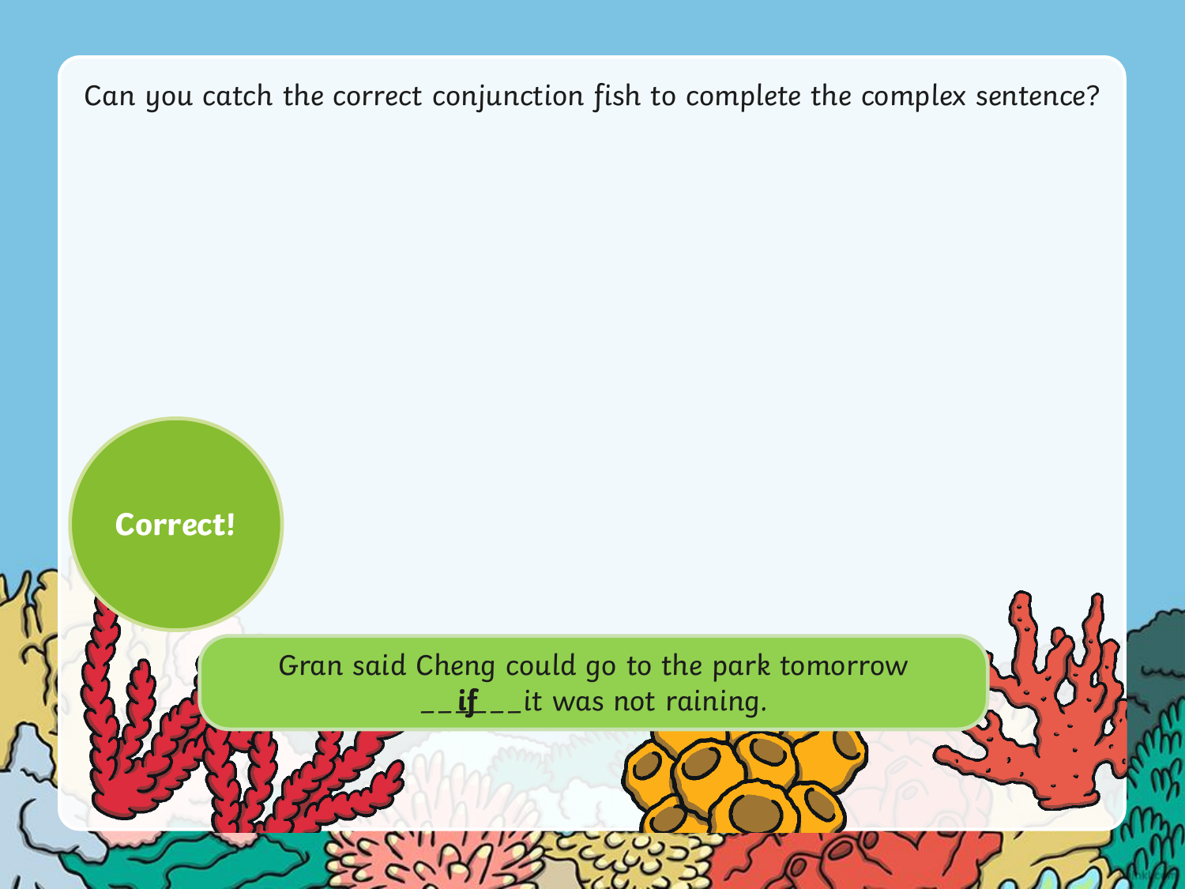Can you catch the correct conjunction fish to complete the complex sentence?

**Correct!**

Gran said Cheng could go to the park tomorrow __**if**___it was not raining.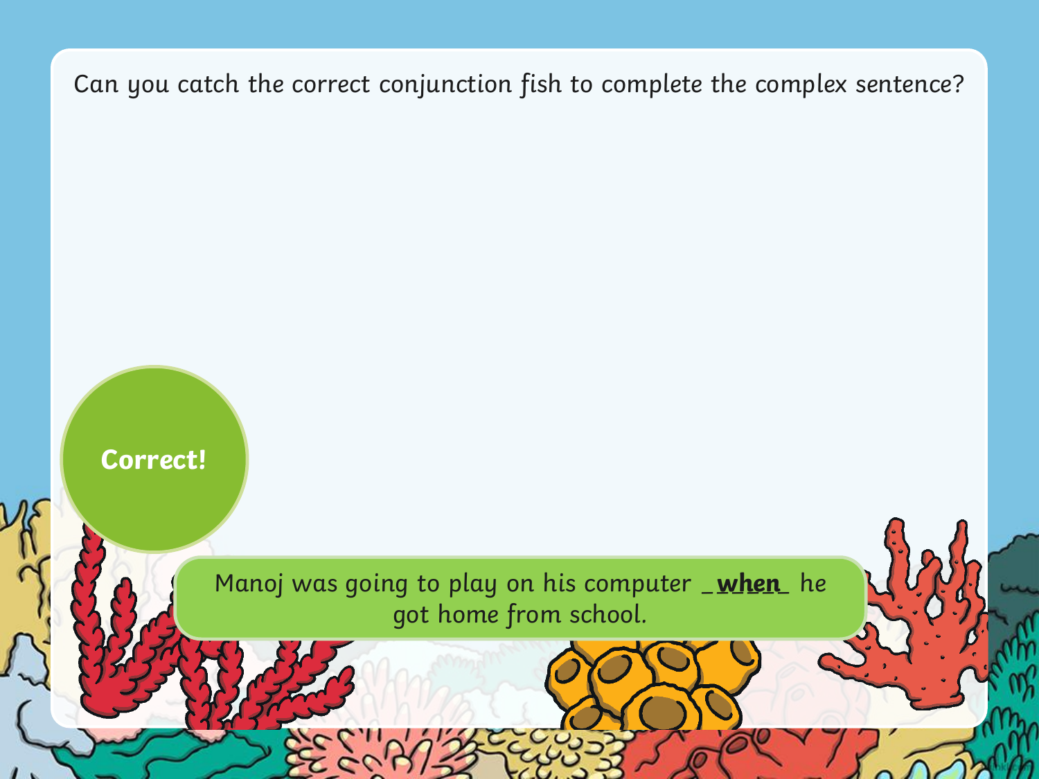Can you catch the correct conjunction fish to complete the complex sentence?

**Correct!**

Manoj was going to play on his computer _**when**_ he got home from school.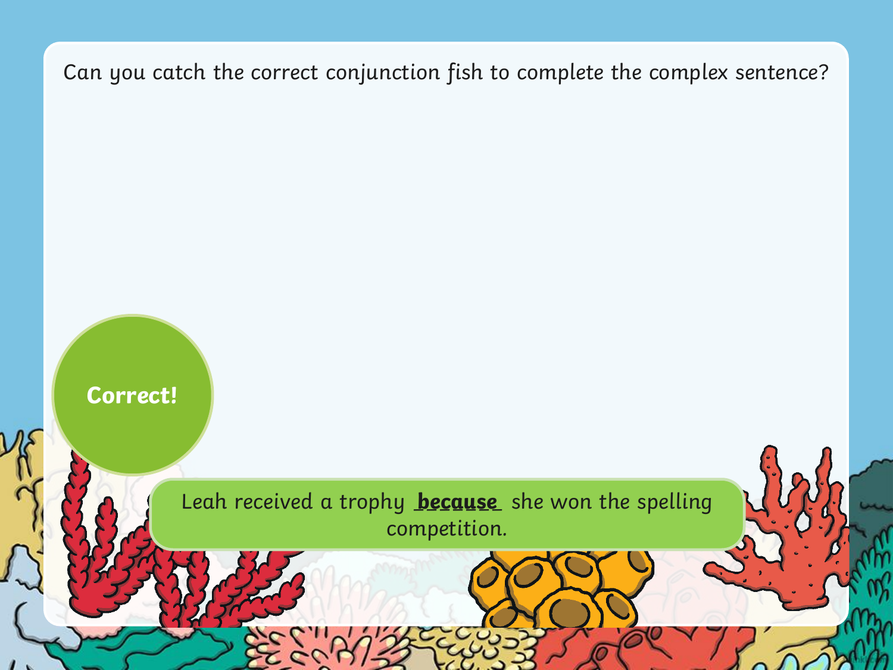Can you catch the correct conjunction fish to complete the complex sentence?

**Correct!**

Leah received a trophy **because** she won the spelling competition.